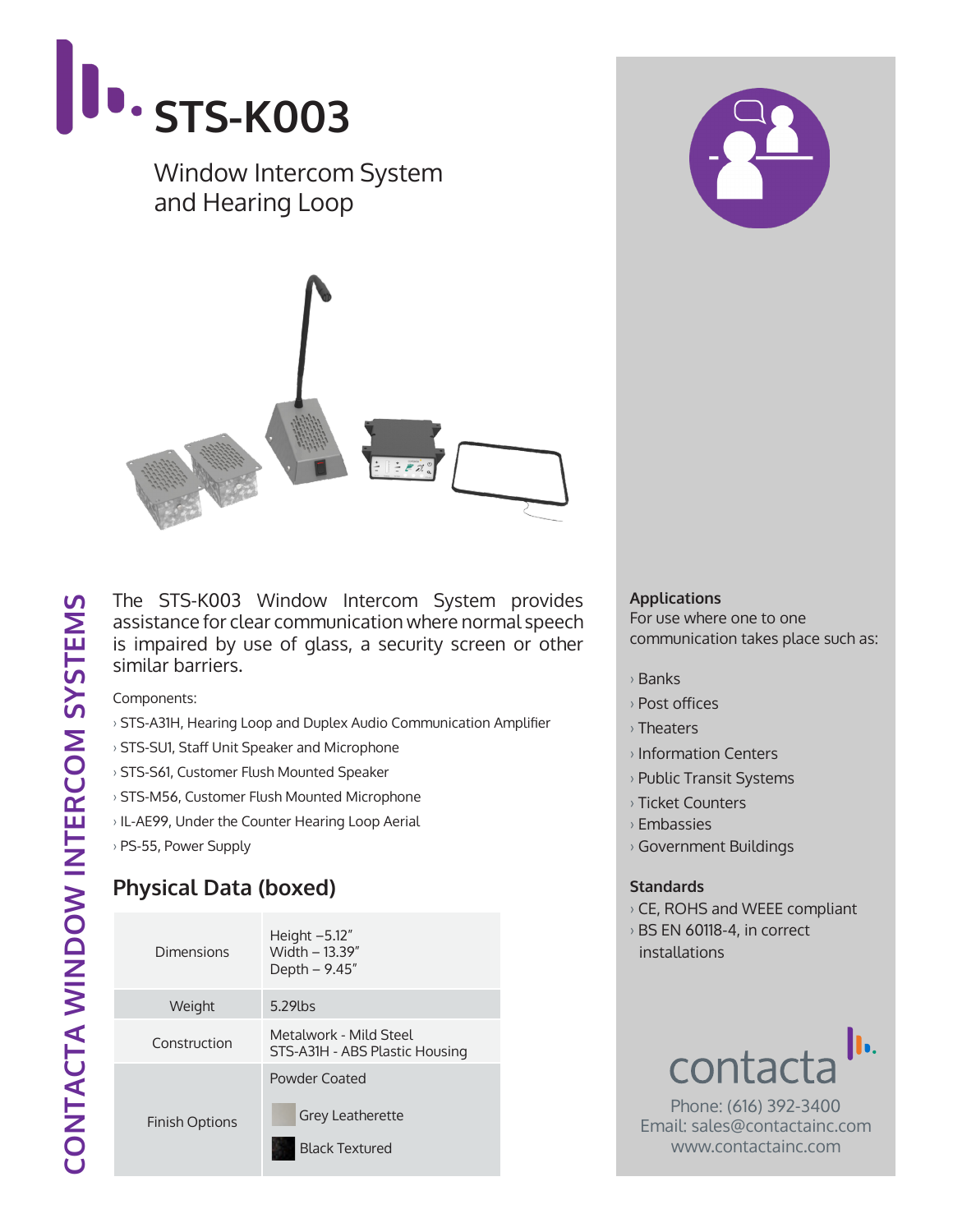# STS-K003

Window Intercom System and Hearing Loop

CONTACTA WINDOW INTERCOM SYSTEMS

The STS-K003 Window Intercom System provides assistance for clear communication where normal speech is impaired by use of glass, a security screen or other similar barriers.

Components:

- STS-A31H, Hearing Loop and Duplex Audio Communication Amplifier
- STS-SU1, Staff Unit Speaker and Microphone
- STS-S61, Customer Flush Mounted Speaker
- STS-M56, Customer Flush Mounted Microphone
- IL-AE99, Under the Counter Hearing Loop Aerial
- PS-55, Power Supply

## Physical Data (boxed)

| | |
|---|---|
| Dimensions | Height –5.12″<br>Width – 13.39″<br>Depth – 9.45″ |
| Weight | 5.29lbs |
| Construction | Metalwork - Mild Steel<br>STS-A31H - ABS Plastic Housing |
| Finish Options | Powder Coated<br>Grey Leatherette<br>Black Textured |

**Applications**

For use where one to one communication takes place such as:

- Banks
- Post offices
- Theaters
- Information Centers
- Public Transit Systems
- Ticket Counters
- Embassies
- Government Buildings

**Standards**

- CE, ROHS and WEEE compliant
- BS EN 60118-4, in correct installations

contacta

Phone: (616) 392-3400
Email: sales@contactainc.com
www.contactainc.com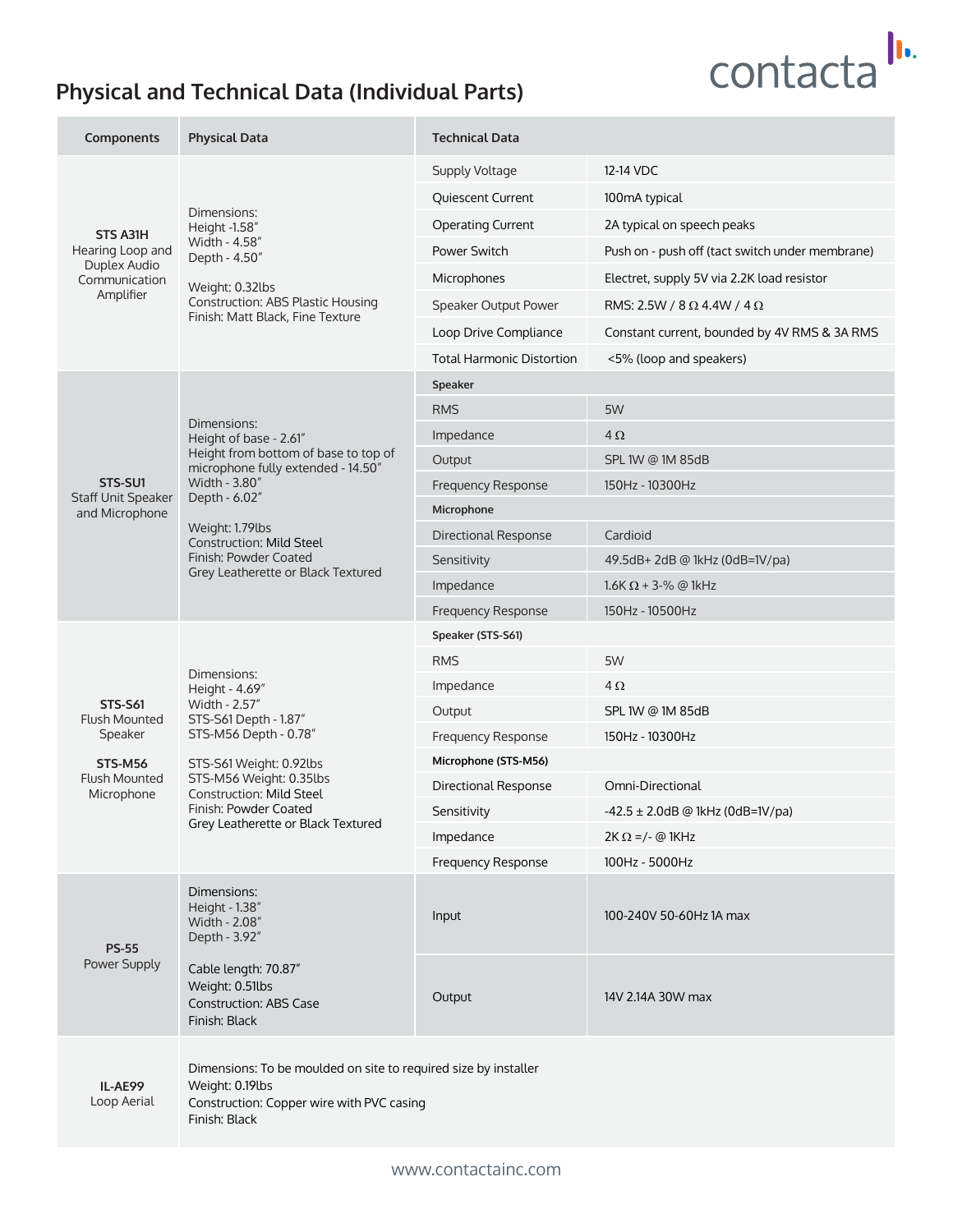# Physical and Technical Data (Individual Parts)

| Components | Physical Data | Technical Data | |
|---|---|---|---|
| **STS A31H** Hearing Loop and Duplex Audio Communication Amplifier | Dimensions: Height -1.58" Width - 4.58" Depth - 4.50" Weight: 0.32lbs Construction: ABS Plastic Housing Finish: Matt Black, Fine Texture | Supply Voltage | 12-14 VDC |
| | | Quiescent Current | 100mA typical |
| | | Operating Current | 2A typical on speech peaks |
| | | Power Switch | Push on - push off (tact switch under membrane) |
| | | Microphones | Electret, supply 5V via 2.2K load resistor |
| | | Speaker Output Power | RMS: 2.5W / 8 Ω 4.4W / 4 Ω |
| | | Loop Drive Compliance | Constant current, bounded by 4V RMS & 3A RMS |
| | | Total Harmonic Distortion | <5% (loop and speakers) |
| **STS-SU1** Staff Unit Speaker and Microphone | Dimensions: Height of base - 2.61" Height from bottom of base to top of microphone fully extended - 14.50" Width - 3.80" Depth - 6.02" Weight: 1.79lbs Construction: Mild Steel Finish: Powder Coated Grey Leatherette or Black Textured | **Speaker** | |
| | | RMS | 5W |
| | | Impedance | 4 Ω |
| | | Output | SPL 1W @ 1M 85dB |
| | | Frequency Response | 150Hz - 10300Hz |
| | | **Microphone** | |
| | | Directional Response | Cardioid |
| | | Sensitivity | 49.5dB+ 2dB @ 1kHz (0dB=1V/pa) |
| | | Impedance | 1.6K Ω + 3-% @ 1kHz |
| | | Frequency Response | 150Hz - 10500Hz |
| **STS-S61** Flush Mounted Speaker **STS-M56** Flush Mounted Microphone | Dimensions: Height - 4.69" Width - 2.57" STS-S61 Depth - 1.87" STS-M56 Depth - 0.78" STS-S61 Weight: 0.92lbs STS-M56 Weight: 0.35lbs Construction: Mild Steel Finish: Powder Coated Grey Leatherette or Black Textured | **Speaker (STS-S61)** | |
| | | RMS | 5W |
| | | Impedance | 4 Ω |
| | | Output | SPL 1W @ 1M 85dB |
| | | Frequency Response | 150Hz - 10300Hz |
| | | **Microphone (STS-M56)** | |
| | | Directional Response | Omni-Directional |
| | | Sensitivity | -42.5 ± 2.0dB @ 1kHz (0dB=1V/pa) |
| | | Impedance | 2K Ω =/- @ 1KHz |
| | | Frequency Response | 100Hz - 5000Hz |
| **PS-55** Power Supply | Dimensions: Height - 1.38" Width - 2.08" Depth - 3.92" Cable length: 70.87" Weight: 0.51lbs Construction: ABS Case Finish: Black | Input | 100-240V 50-60Hz 1A max |
| | | Output | 14V 2.14A 30W max |
| **IL-AE99** Loop Aerial | Dimensions: To be moulded on site to required size by installer Weight: 0.19lbs Construction: Copper wire with PVC casing Finish: Black | | |

www.contactainc.com